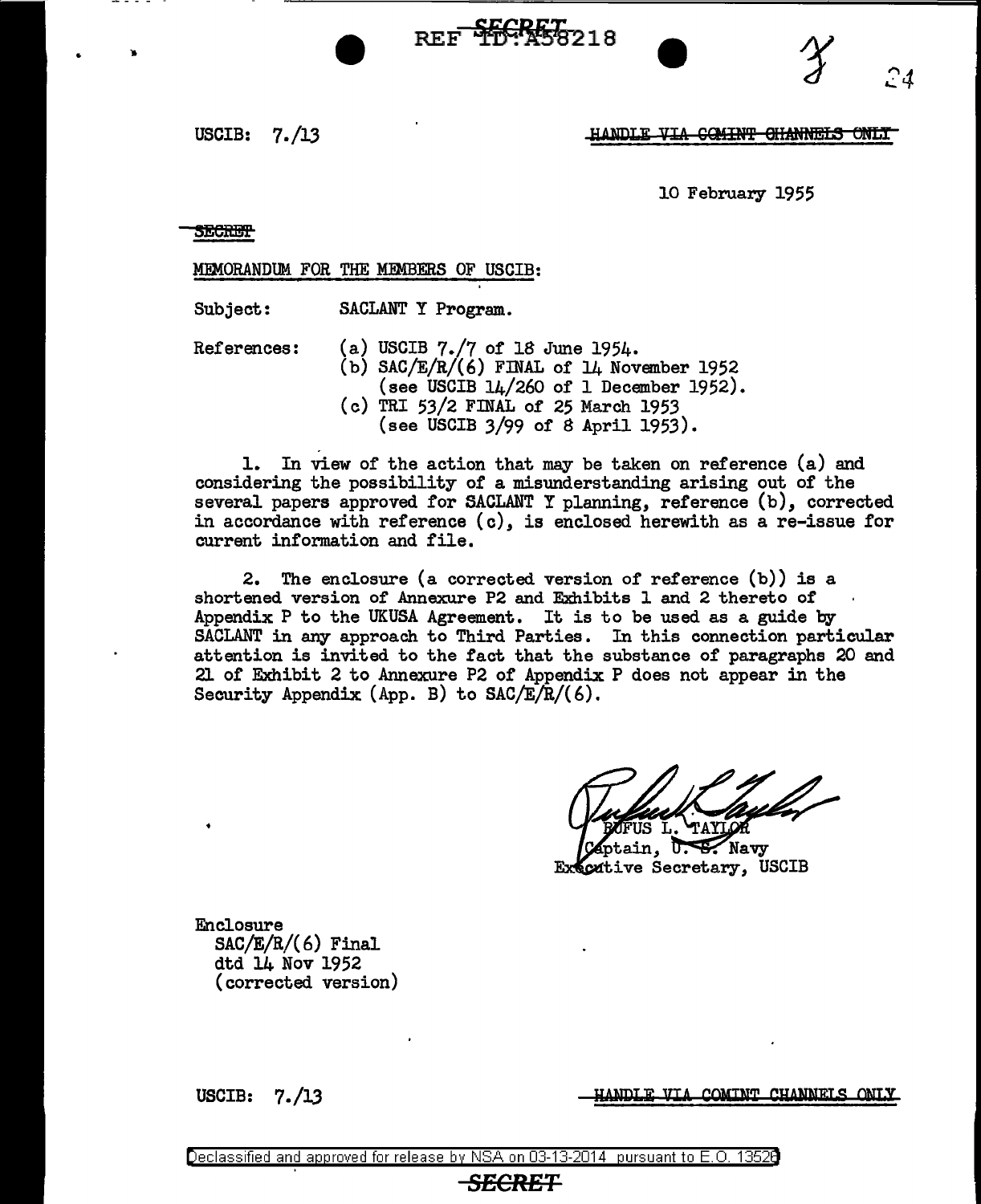REF ID:A58218

USCIB: 7./13

HANDLE VIA COMINT CHANNELS ONLY

10 February 1955

SECRET

MEMORANDUM FOR THE MEMBERS OF USCIB:

Subject: SACLANT Y Program.

References:
(a) USCIB 7./7 of 18 June 1954.
(b) SAC/E/R/(6) FINAL of 14 November 1952 (see USCIB 14/260 of 1 December 1952).
(c) TRI 53/2 FINAL of 25 March 1953 (see USCIB 3/99 of 8 April 1953).

1. In view of the action that may be taken on reference (a) and considering the possibility of a misunderstanding arising out of the several papers approved for SACLANT Y planning, reference (b), corrected in accordance with reference (c), is enclosed herewith as a re-issue for current information and file.

2. The enclosure (a corrected version of reference (b)) is a shortened version of Annexure P2 and Exhibits 1 and 2 thereto of Appendix P to the UKUSA Agreement. It is to be used as a guide by SACLANT in any approach to Third Parties. In this connection particular attention is invited to the fact that the substance of paragraphs 20 and 21 of Exhibit 2 to Annexure P2 of Appendix P does not appear in the Security Appendix (App. B) to SAC/E/R/(6).

RUFUS L. TAYLOR
Captain, U. S. Navy
Executive Secretary, USCIB

Enclosure
SAC/E/R/(6) Final
dtd 14 Nov 1952
(corrected version)

USCIB: 7./13

HANDLE VIA COMINT CHANNELS ONLY

Declassified and approved for release by NSA on 03-13-2014 pursuant to E.O. 13526

SECRET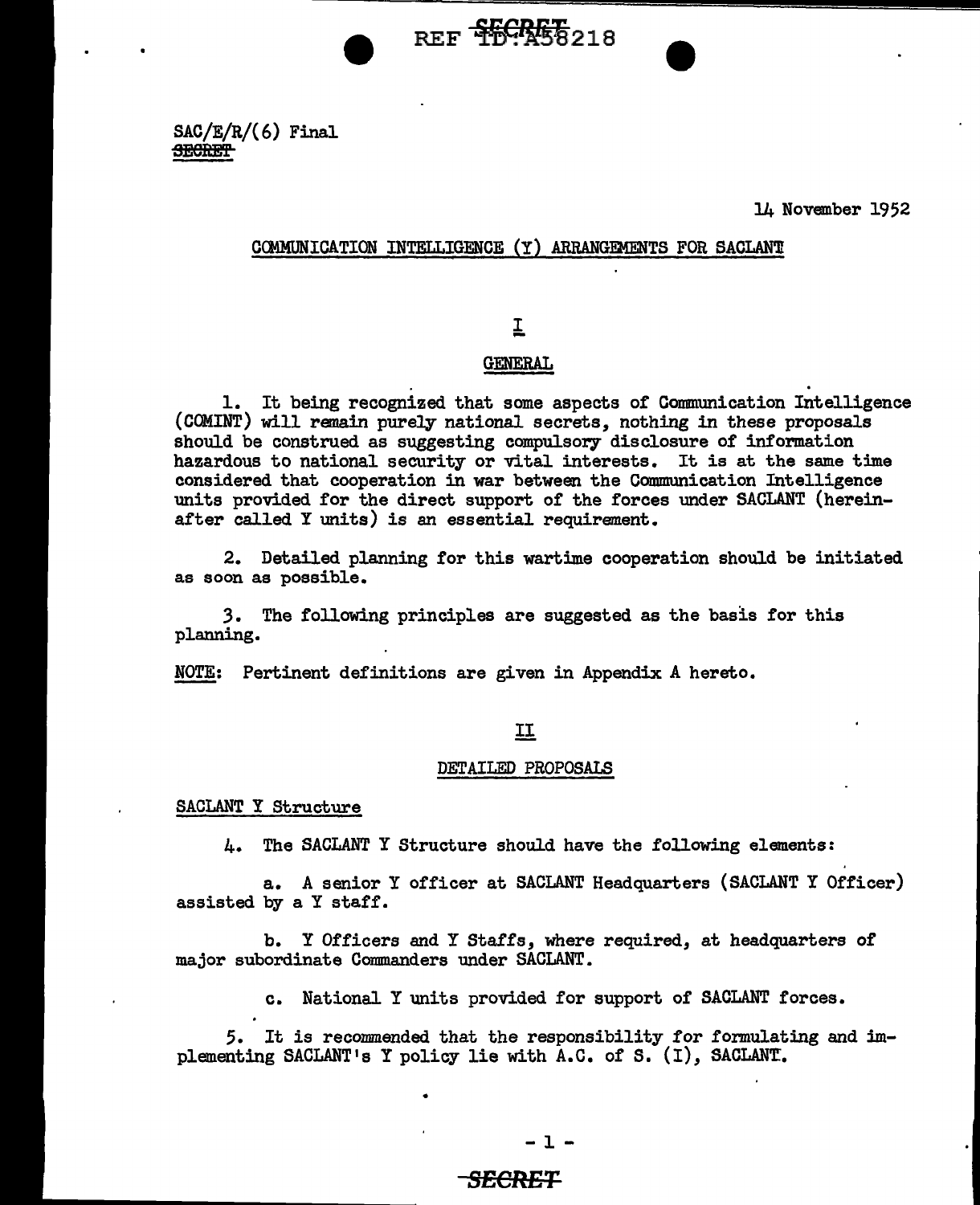SAC/E/R/(6) Final
~~SECRET~~

14 November 1952

COMMUNICATION INTELLIGENCE (Y) ARRANGEMENTS FOR SACLANT

## I

## GENERAL

1. It being recognized that some aspects of Communication Intelligence (COMINT) will remain purely national secrets, nothing in these proposals should be construed as suggesting compulsory disclosure of information hazardous to national security or vital interests. It is at the same time considered that cooperation in war between the Communication Intelligence units provided for the direct support of the forces under SACLANT (hereinafter called Y units) is an essential requirement.

2. Detailed planning for this wartime cooperation should be initiated as soon as possible.

3. The following principles are suggested as the basis for this planning.

NOTE: Pertinent definitions are given in Appendix A hereto.

## II

## DETAILED PROPOSALS

### SACLANT Y Structure

4. The SACLANT Y Structure should have the following elements:

   a. A senior Y officer at SACLANT Headquarters (SACLANT Y Officer) assisted by a Y staff.

   b. Y Officers and Y Staffs, where required, at headquarters of major subordinate Commanders under SACLANT.

   c. National Y units provided for support of SACLANT forces.

5. It is recommended that the responsibility for formulating and implementing SACLANT's Y policy lie with A.C. of S. (I), SACLANT.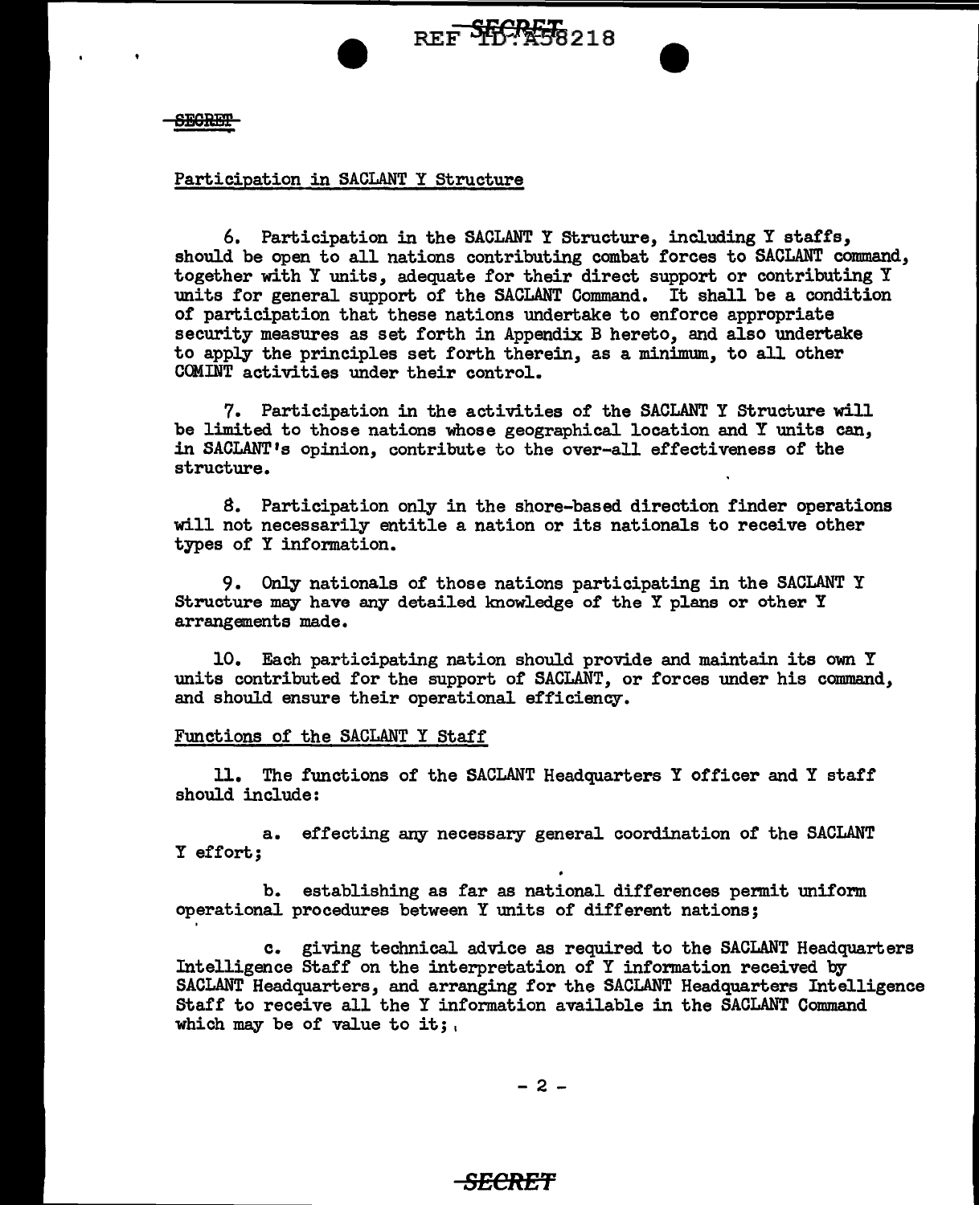## Participation in SACLANT Y Structure

6. Participation in the SACLANT Y Structure, including Y staffs, should be open to all nations contributing combat forces to SACLANT command, together with Y units, adequate for their direct support or contributing Y units for general support of the SACLANT Command. It shall be a condition of participation that these nations undertake to enforce appropriate security measures as set forth in Appendix B hereto, and also undertake to apply the principles set forth therein, as a minimum, to all other COMINT activities under their control.

7. Participation in the activities of the SACLANT Y Structure will be limited to those nations whose geographical location and Y units can, in SACLANT's opinion, contribute to the over-all effectiveness of the structure.

8. Participation only in the shore-based direction finder operations will not necessarily entitle a nation or its nationals to receive other types of Y information.

9. Only nationals of those nations participating in the SACLANT Y Structure may have any detailed knowledge of the Y plans or other Y arrangements made.

10. Each participating nation should provide and maintain its own Y units contributed for the support of SACLANT, or forces under his command, and should ensure their operational efficiency.

## Functions of the SACLANT Y Staff

11. The functions of the SACLANT Headquarters Y officer and Y staff should include:

a. effecting any necessary general coordination of the SACLANT Y effort;

b. establishing as far as national differences permit uniform operational procedures between Y units of different nations;

c. giving technical advice as required to the SACLANT Headquarters Intelligence Staff on the interpretation of Y information received by SACLANT Headquarters, and arranging for the SACLANT Headquarters Intelligence Staff to receive all the Y information available in the SACLANT Command which may be of value to it;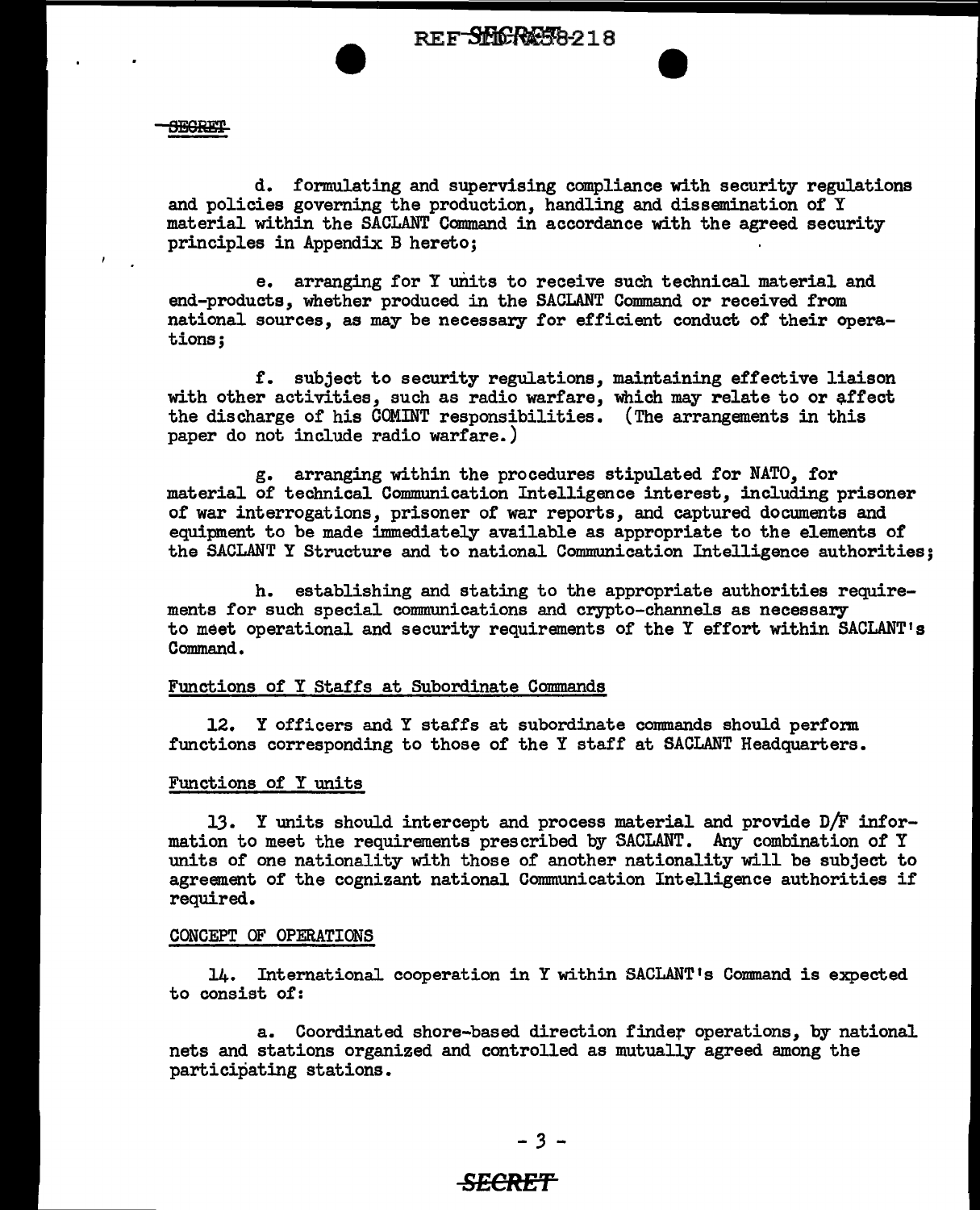SECRET

d. formulating and supervising compliance with security regulations and policies governing the production, handling and dissemination of Y material within the SACLANT Command in accordance with the agreed security principles in Appendix B hereto;

e. arranging for Y units to receive such technical material and end-products, whether produced in the SACLANT Command or received from national sources, as may be necessary for efficient conduct of their operations;

f. subject to security regulations, maintaining effective liaison with other activities, such as radio warfare, which may relate to or affect the discharge of his COMINT responsibilities. (The arrangements in this paper do not include radio warfare.)

g. arranging within the procedures stipulated for NATO, for material of technical Communication Intelligence interest, including prisoner of war interrogations, prisoner of war reports, and captured documents and equipment to be made immediately available as appropriate to the elements of the SACLANT Y Structure and to national Communication Intelligence authorities;

h. establishing and stating to the appropriate authorities requirements for such special communications and crypto-channels as necessary to meet operational and security requirements of the Y effort within SACLANT's Command.

Functions of Y Staffs at Subordinate Commands

12. Y officers and Y staffs at subordinate commands should perform functions corresponding to those of the Y staff at SACLANT Headquarters.

Functions of Y units

13. Y units should intercept and process material and provide D/F information to meet the requirements prescribed by SACLANT. Any combination of Y units of one nationality with those of another nationality will be subject to agreement of the cognizant national Communication Intelligence authorities if required.

CONCEPT OF OPERATIONS

14. International cooperation in Y within SACLANT's Command is expected to consist of:

a. Coordinated shore-based direction finder operations, by national nets and stations organized and controlled as mutually agreed among the participating stations.

SECRET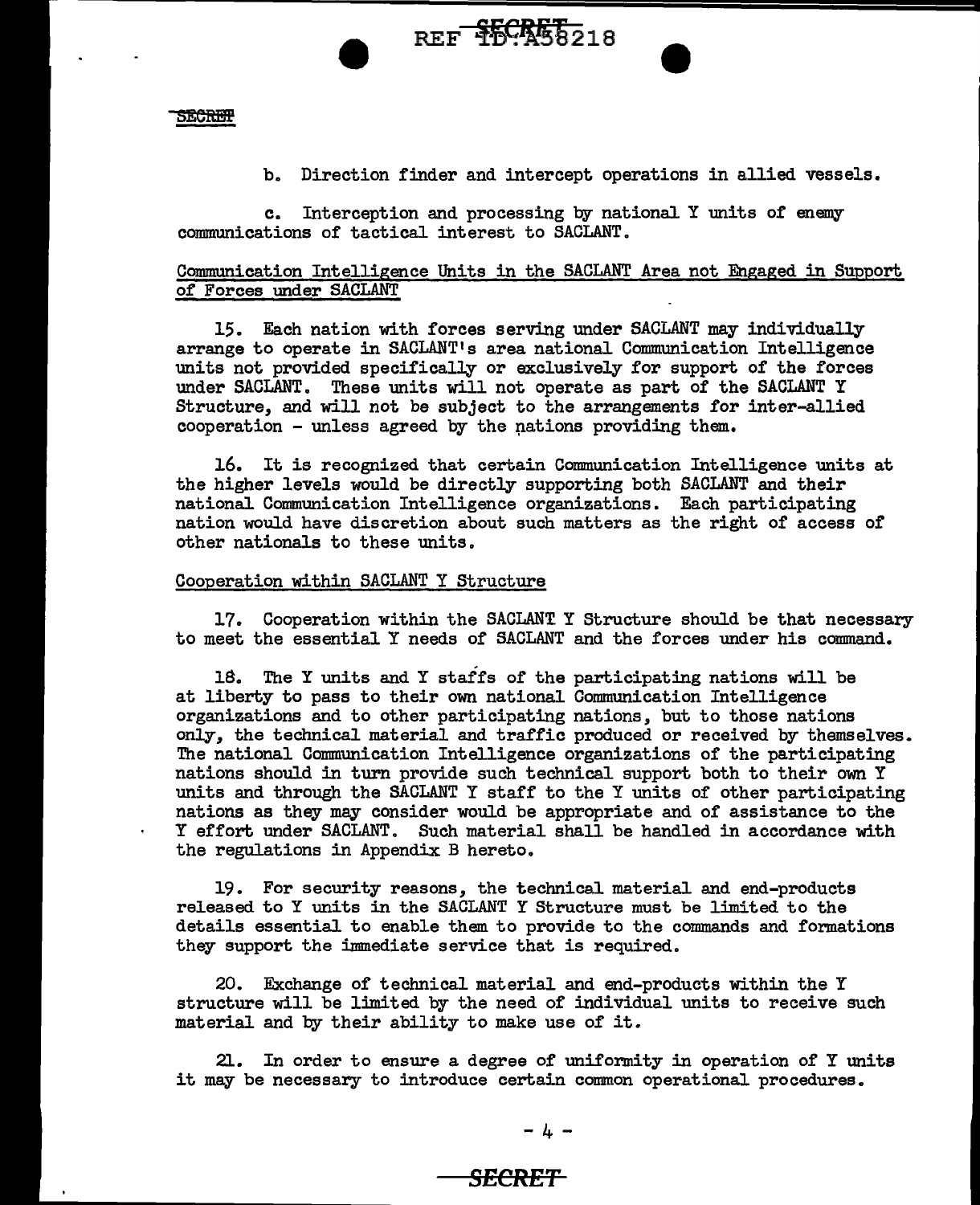b. Direction finder and intercept operations in allied vessels.

c. Interception and processing by national Y units of enemy communications of tactical interest to SACLANT.

Communication Intelligence Units in the SACLANT Area not Engaged in Support of Forces under SACLANT

15. Each nation with forces serving under SACLANT may individually arrange to operate in SACLANT's area national Communication Intelligence units not provided specifically or exclusively for support of the forces under SACLANT. These units will not operate as part of the SACLANT Y Structure, and will not be subject to the arrangements for inter-allied cooperation - unless agreed by the nations providing them.

16. It is recognized that certain Communication Intelligence units at the higher levels would be directly supporting both SACLANT and their national Communication Intelligence organizations. Each participating nation would have discretion about such matters as the right of access of other nationals to these units.

Cooperation within SACLANT Y Structure

17. Cooperation within the SACLANT Y Structure should be that necessary to meet the essential Y needs of SACLANT and the forces under his command.

18. The Y units and Y staffs of the participating nations will be at liberty to pass to their own national Communication Intelligence organizations and to other participating nations, but to those nations only, the technical material and traffic produced or received by themselves. The national Communication Intelligence organizations of the participating nations should in turn provide such technical support both to their own Y units and through the SACLANT Y staff to the Y units of other participating nations as they may consider would be appropriate and of assistance to the Y effort under SACLANT. Such material shall be handled in accordance with the regulations in Appendix B hereto.

19. For security reasons, the technical material and end-products released to Y units in the SACLANT Y Structure must be limited to the details essential to enable them to provide to the commands and formations they support the immediate service that is required.

20. Exchange of technical material and end-products within the Y structure will be limited by the need of individual units to receive such material and by their ability to make use of it.

21. In order to ensure a degree of uniformity in operation of Y units it may be necessary to introduce certain common operational procedures.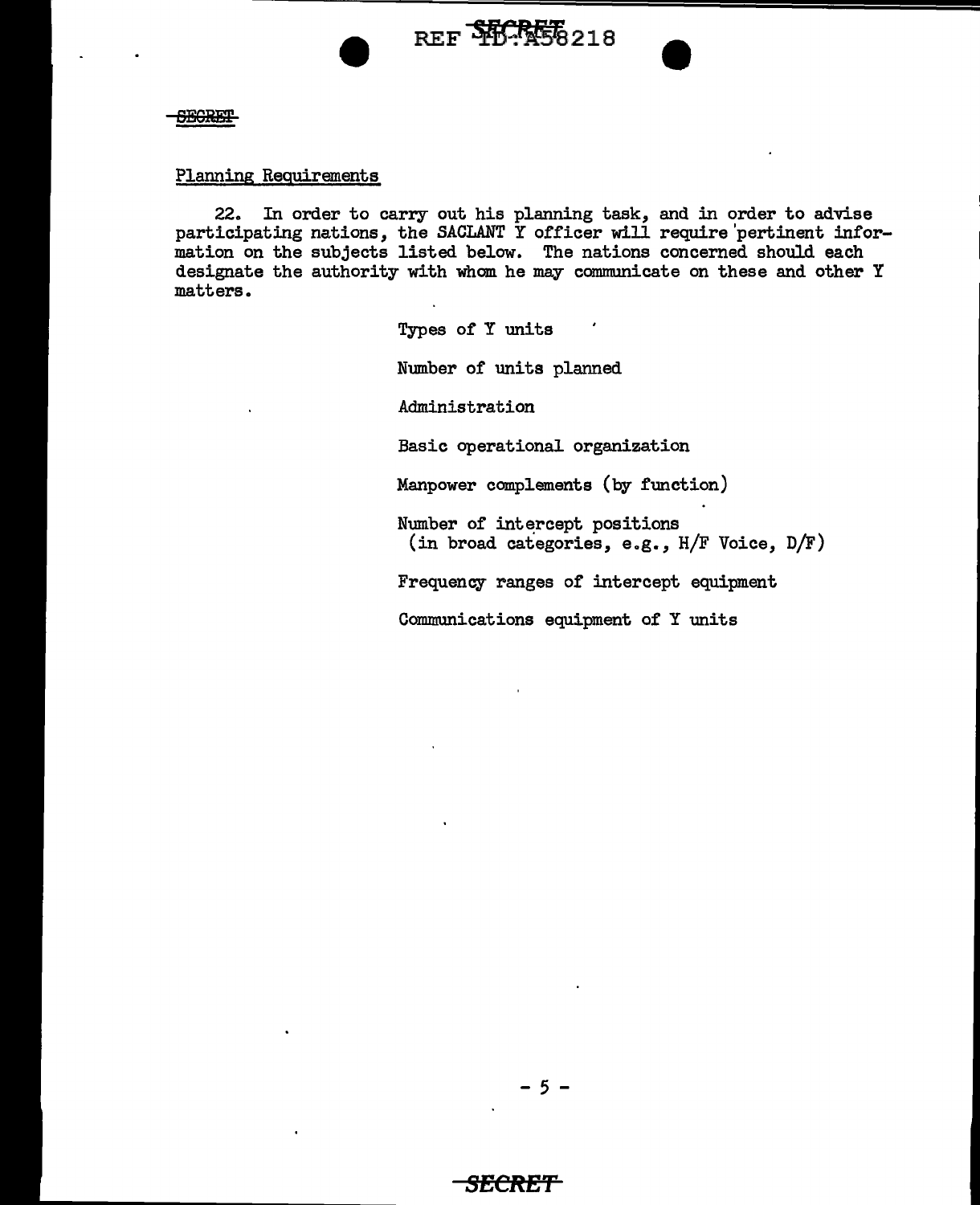Planning Requirements

22. In order to carry out his planning task, and in order to advise participating nations, the SACLANT Y officer will require pertinent information on the subjects listed below. The nations concerned should each designate the authority with whom he may communicate on these and other Y matters.

Types of Y units

Number of units planned

Administration

Basic operational organization

Manpower complements (by function)

Number of intercept positions
(in broad categories, e.g., H/F Voice, D/F)

Frequency ranges of intercept equipment

Communications equipment of Y units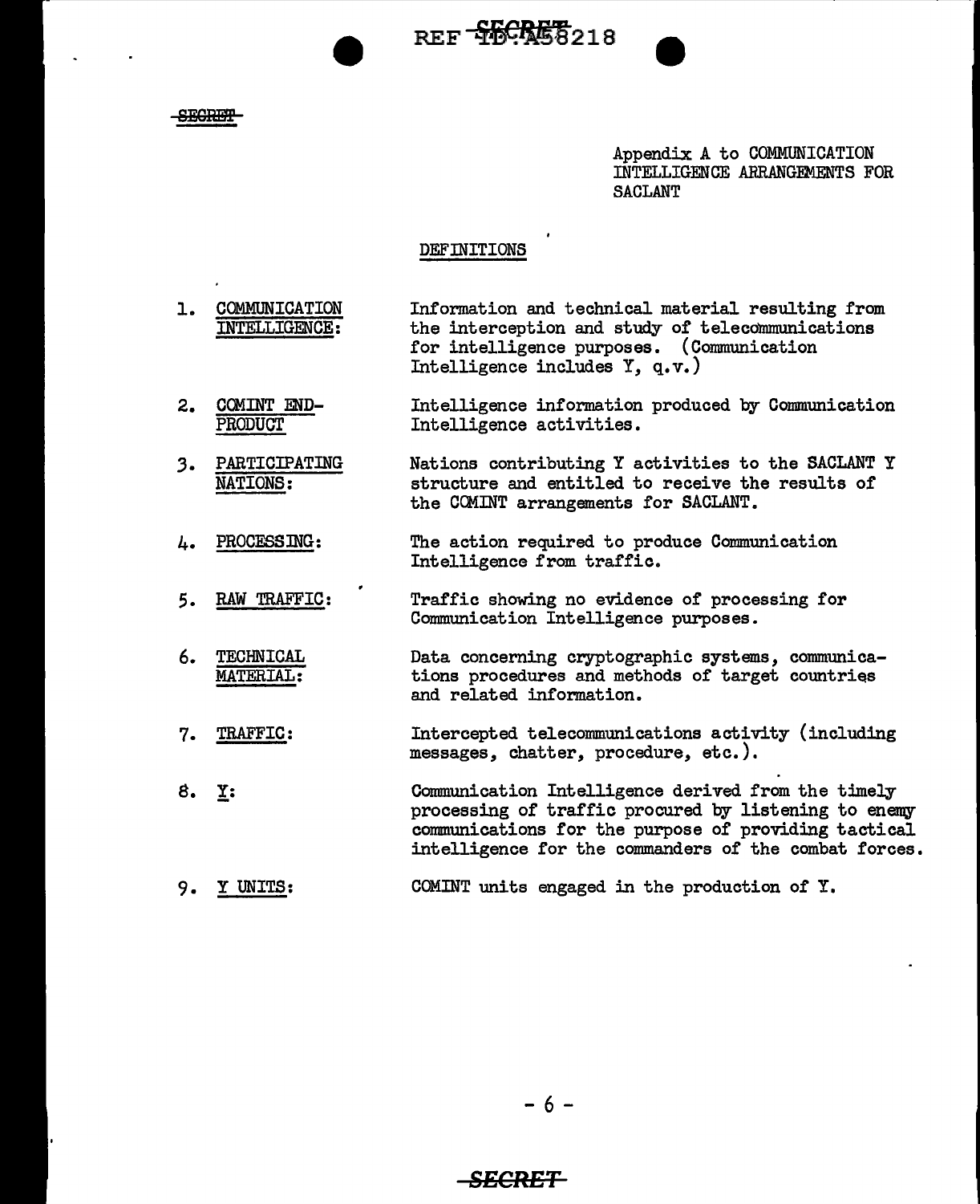SECRET

Appendix A to COMMUNICATION INTELLIGENCE ARRANGEMENTS FOR SACLANT

## DEFINITIONS

1. COMMUNICATION INTELLIGENCE: Information and technical material resulting from the interception and study of telecommunications for intelligence purposes. (Communication Intelligence includes Y, q.v.)

2. COMINT END-PRODUCT: Intelligence information produced by Communication Intelligence activities.

3. PARTICIPATING NATIONS: Nations contributing Y activities to the SACLANT Y structure and entitled to receive the results of the COMINT arrangements for SACLANT.

4. PROCESSING: The action required to produce Communication Intelligence from traffic.

5. RAW TRAFFIC: Traffic showing no evidence of processing for Communication Intelligence purposes.

6. TECHNICAL MATERIAL: Data concerning cryptographic systems, communications procedures and methods of target countries and related information.

7. TRAFFIC: Intercepted telecommunications activity (including messages, chatter, procedure, etc.).

8. Y: Communication Intelligence derived from the timely processing of traffic procured by listening to enemy communications for the purpose of providing tactical intelligence for the commanders of the combat forces.

9. Y UNITS: COMINT units engaged in the production of Y.

SECRET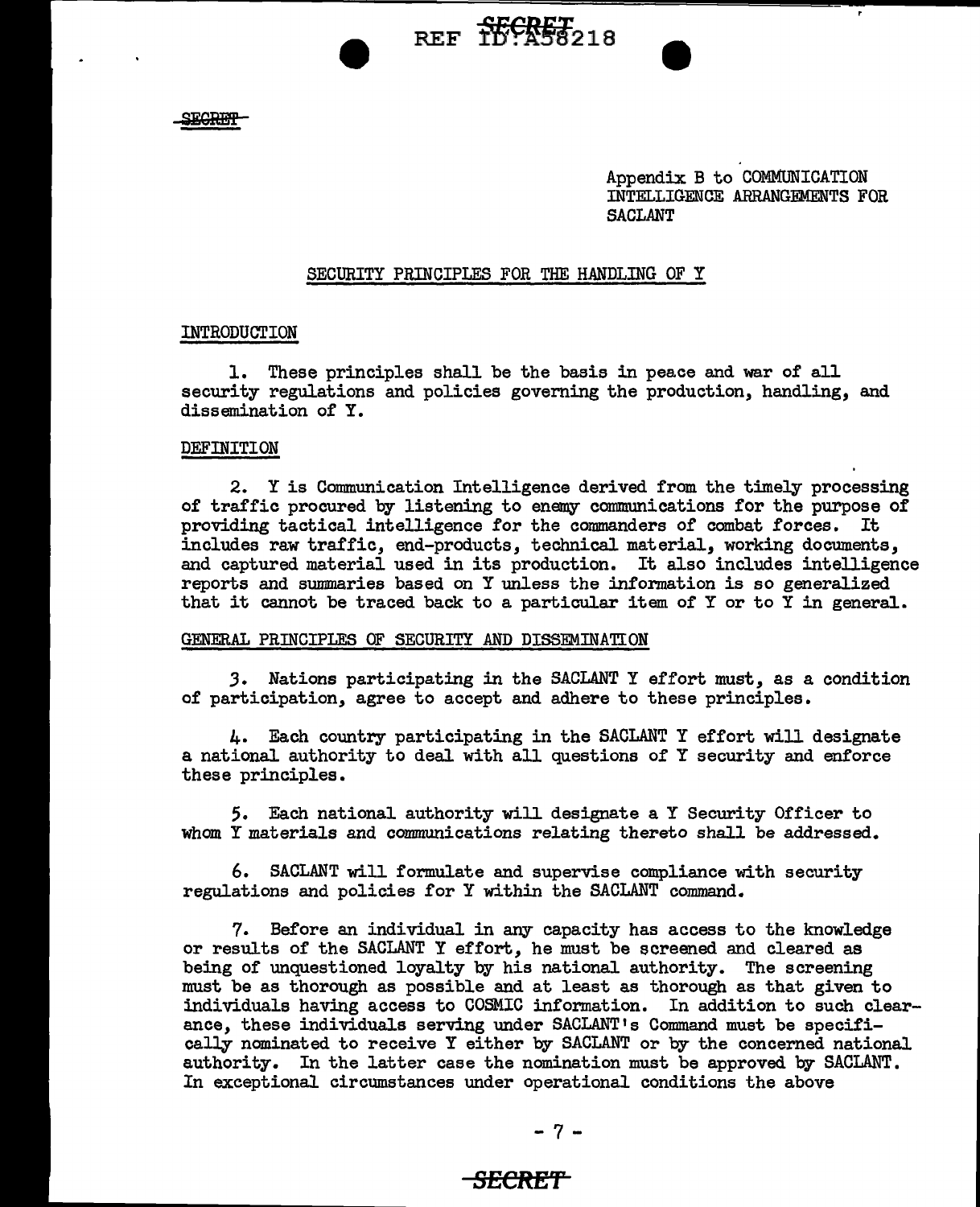SECRET

Appendix B to COMMUNICATION INTELLIGENCE ARRANGEMENTS FOR SACLANT

## SECURITY PRINCIPLES FOR THE HANDLING OF Y

### INTRODUCTION

1. These principles shall be the basis in peace and war of all security regulations and policies governing the production, handling, and dissemination of Y.

### DEFINITION

2. Y is Communication Intelligence derived from the timely processing of traffic procured by listening to enemy communications for the purpose of providing tactical intelligence for the commanders of combat forces. It includes raw traffic, end-products, technical material, working documents, and captured material used in its production. It also includes intelligence reports and summaries based on Y unless the information is so generalized that it cannot be traced back to a particular item of Y or to Y in general.

### GENERAL PRINCIPLES OF SECURITY AND DISSEMINATION

3. Nations participating in the SACLANT Y effort must, as a condition of participation, agree to accept and adhere to these principles.

4. Each country participating in the SACLANT Y effort will designate a national authority to deal with all questions of Y security and enforce these principles.

5. Each national authority will designate a Y Security Officer to whom Y materials and communications relating thereto shall be addressed.

6. SACLANT will formulate and supervise compliance with security regulations and policies for Y within the SACLANT command.

7. Before an individual in any capacity has access to the knowledge or results of the SACLANT Y effort, he must be screened and cleared as being of unquestioned loyalty by his national authority. The screening must be as thorough as possible and at least as thorough as that given to individuals having access to COSMIC information. In addition to such clearance, these individuals serving under SACLANT's Command must be specifically nominated to receive Y either by SACLANT or by the concerned national authority. In the latter case the nomination must be approved by SACLANT. In exceptional circumstances under operational conditions the above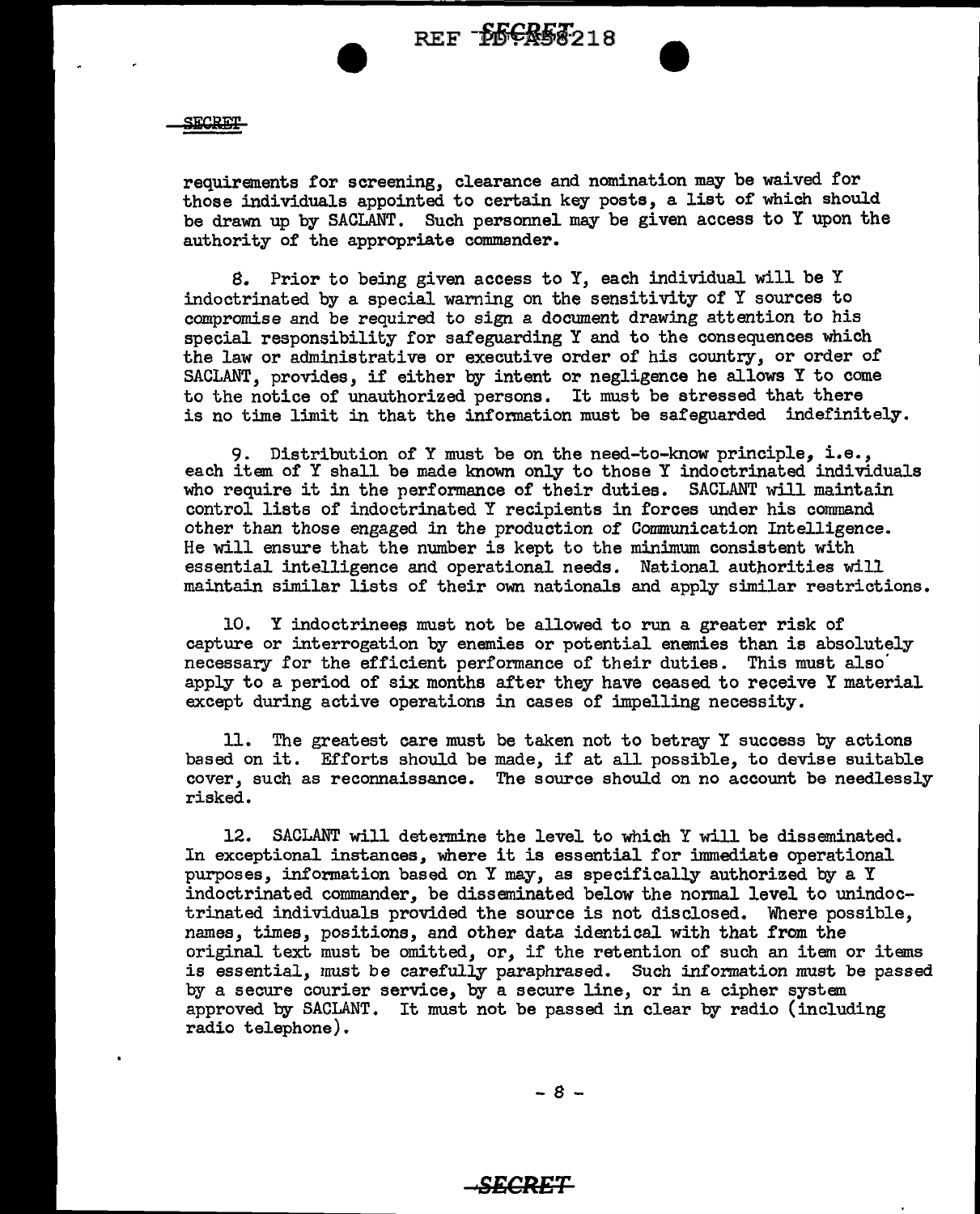requirements for screening, clearance and nomination may be waived for those individuals appointed to certain key posts, a list of which should be drawn up by SACLANT. Such personnel may be given access to Y upon the authority of the appropriate commander.

8. Prior to being given access to Y, each individual will be Y indoctrinated by a special warning on the sensitivity of Y sources to compromise and be required to sign a document drawing attention to his special responsibility for safeguarding Y and to the consequences which the law or administrative or executive order of his country, or order of SACLANT, provides, if either by intent or negligence he allows Y to come to the notice of unauthorized persons. It must be stressed that there is no time limit in that the information must be safeguarded indefinitely.

9. Distribution of Y must be on the need-to-know principle, i.e., each item of Y shall be made known only to those Y indoctrinated individuals who require it in the performance of their duties. SACLANT will maintain control lists of indoctrinated Y recipients in forces under his command other than those engaged in the production of Communication Intelligence. He will ensure that the number is kept to the minimum consistent with essential intelligence and operational needs. National authorities will maintain similar lists of their own nationals and apply similar restrictions.

10. Y indoctrinees must not be allowed to run a greater risk of capture or interrogation by enemies or potential enemies than is absolutely necessary for the efficient performance of their duties. This must also apply to a period of six months after they have ceased to receive Y material except during active operations in cases of impelling necessity.

11. The greatest care must be taken not to betray Y success by actions based on it. Efforts should be made, if at all possible, to devise suitable cover, such as reconnaissance. The source should on no account be needlessly risked.

12. SACLANT will determine the level to which Y will be disseminated. In exceptional instances, where it is essential for immediate operational purposes, information based on Y may, as specifically authorized by a Y indoctrinated commander, be disseminated below the normal level to unindoctrinated individuals provided the source is not disclosed. Where possible, names, times, positions, and other data identical with that from the original text must be omitted, or, if the retention of such an item or items is essential, must be carefully paraphrased. Such information must be passed by a secure courier service, by a secure line, or in a cipher system approved by SACLANT. It must not be passed in clear by radio (including radio telephone).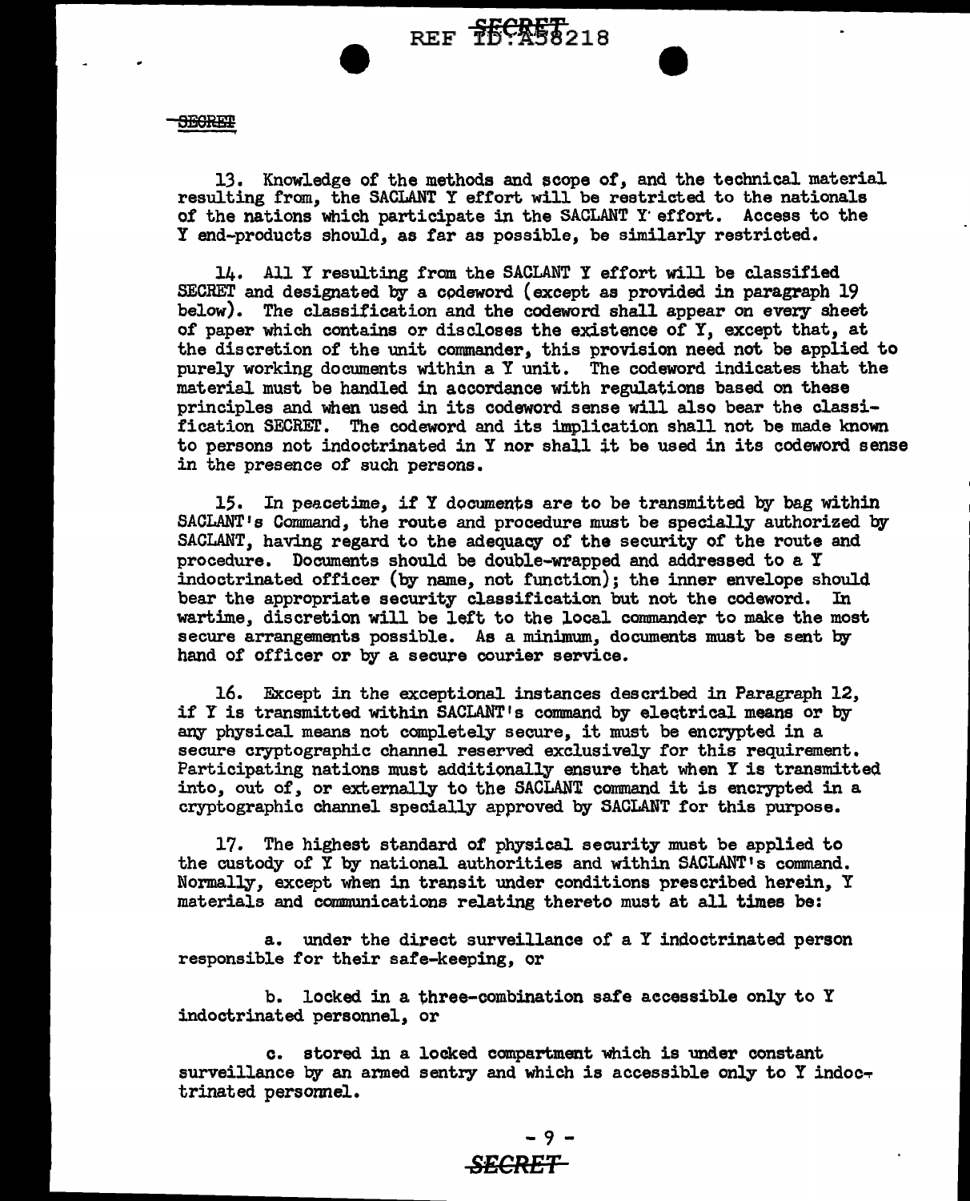SECRET

13. Knowledge of the methods and scope of, and the technical material resulting from, the SACLANT Y effort will be restricted to the nationals of the nations which participate in the SACLANT Y effort. Access to the Y end-products should, as far as possible, be similarly restricted.

14. All Y resulting from the SACLANT Y effort will be classified SECRET and designated by a codeword (except as provided in paragraph 19 below). The classification and the codeword shall appear on every sheet of paper which contains or discloses the existence of Y, except that, at the discretion of the unit commander, this provision need not be applied to purely working documents within a Y unit. The codeword indicates that the material must be handled in accordance with regulations based on these principles and when used in its codeword sense will also bear the classification SECRET. The codeword and its implication shall not be made known to persons not indoctrinated in Y nor shall it be used in its codeword sense in the presence of such persons.

15. In peacetime, if Y documents are to be transmitted by bag within SACLANT's Command, the route and procedure must be specially authorized by SACLANT, having regard to the adequacy of the security of the route and procedure. Documents should be double-wrapped and addressed to a Y indoctrinated officer (by name, not function); the inner envelope should bear the appropriate security classification but not the codeword. In wartime, discretion will be left to the local commander to make the most secure arrangements possible. As a minimum, documents must be sent by hand of officer or by a secure courier service.

16. Except in the exceptional instances described in Paragraph 12, if Y is transmitted within SACLANT's command by electrical means or by any physical means not completely secure, it must be encrypted in a secure cryptographic channel reserved exclusively for this requirement. Participating nations must additionally ensure that when Y is transmitted into, out of, or externally to the SACLANT command it is encrypted in a cryptographic channel specially approved by SACLANT for this purpose.

17. The highest standard of physical security must be applied to the custody of Y by national authorities and within SACLANT's command. Normally, except when in transit under conditions prescribed herein, Y materials and communications relating thereto must at all times be:

a. under the direct surveillance of a Y indoctrinated person responsible for their safe-keeping, or

b. locked in a three-combination safe accessible only to Y indoctrinated personnel, or

c. stored in a locked compartment which is under constant surveillance by an armed sentry and which is accessible only to Y indoctrinated personnel.

SECRET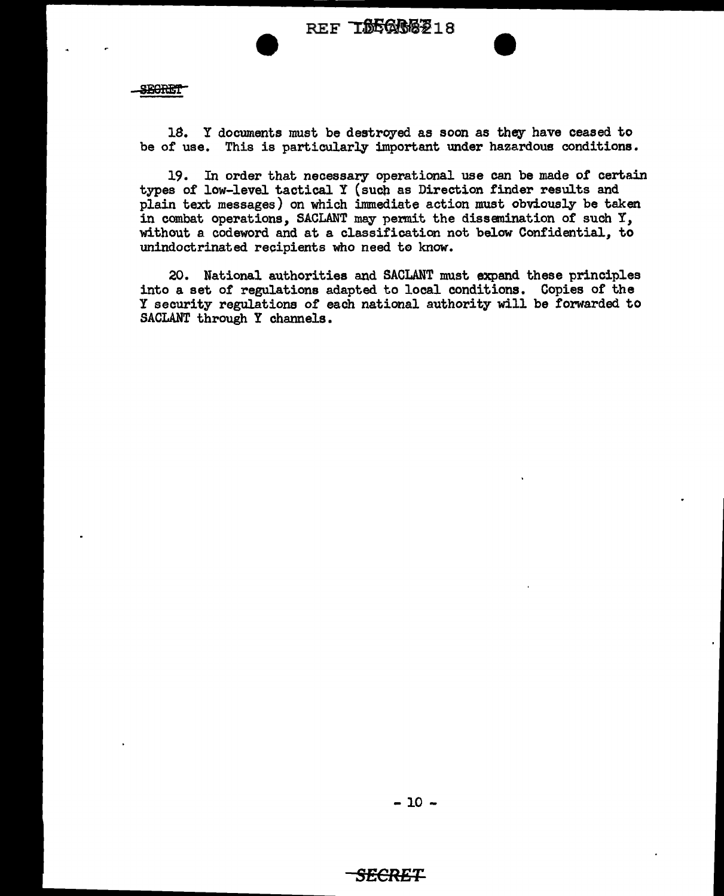SECRET

18. Y documents must be destroyed as soon as they have ceased to be of use. This is particularly important under hazardous conditions.

19. In order that necessary operational use can be made of certain types of low-level tactical Y (such as Direction finder results and plain text messages) on which immediate action must obviously be taken in combat operations, SACLANT may permit the dissemination of such Y, without a codeword and at a classification not below Confidential, to unindoctrinated recipients who need to know.

20. National authorities and SACLANT must expand these principles into a set of regulations adapted to local conditions. Copies of the Y security regulations of each national authority will be forwarded to SACLANT through Y channels.

SECRET